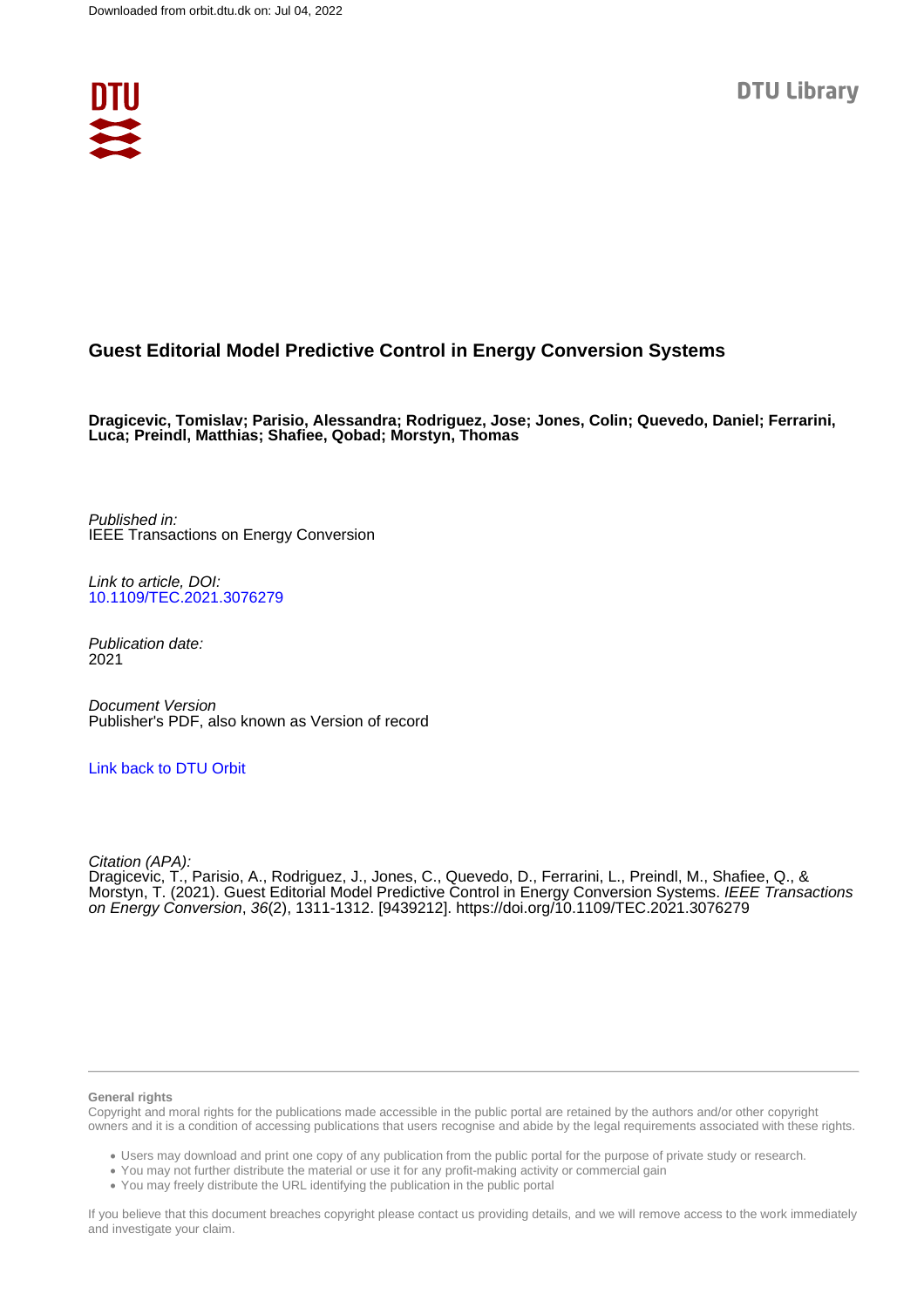Downloaded from orbit.dtu.dk on: Jul 04, 2022

DTU Library

# Guest Editorial Model Predictive Control in Energy Conversion Systems

**Dragicevic, Tomislav; Parisio, Alessandra; Rodriguez, Jose; Jones, Colin; Quevedo, Daniel; Ferrarini, Luca; Preindl, Matthias; Shafiee, Qobad; Morstyn, Thomas**

*Published in:*
IEEE Transactions on Energy Conversion

*Link to article, DOI:*
10.1109/TEC.2021.3076279

*Publication date:*
2021

*Document Version*
Publisher's PDF, also known as Version of record

Link back to DTU Orbit

*Citation (APA):*
Dragicevic, T., Parisio, A., Rodriguez, J., Jones, C., Quevedo, D., Ferrarini, L., Preindl, M., Shafiee, Q., & Morstyn, T. (2021). Guest Editorial Model Predictive Control in Energy Conversion Systems. *IEEE Transactions on Energy Conversion*, *36*(2), 1311-1312. [9439212]. https://doi.org/10.1109/TEC.2021.3076279

**General rights**

Copyright and moral rights for the publications made accessible in the public portal are retained by the authors and/or other copyright owners and it is a condition of accessing publications that users recognise and abide by the legal requirements associated with these rights.

- Users may download and print one copy of any publication from the public portal for the purpose of private study or research.
- You may not further distribute the material or use it for any profit-making activity or commercial gain
- You may freely distribute the URL identifying the publication in the public portal

If you believe that this document breaches copyright please contact us providing details, and we will remove access to the work immediately and investigate your claim.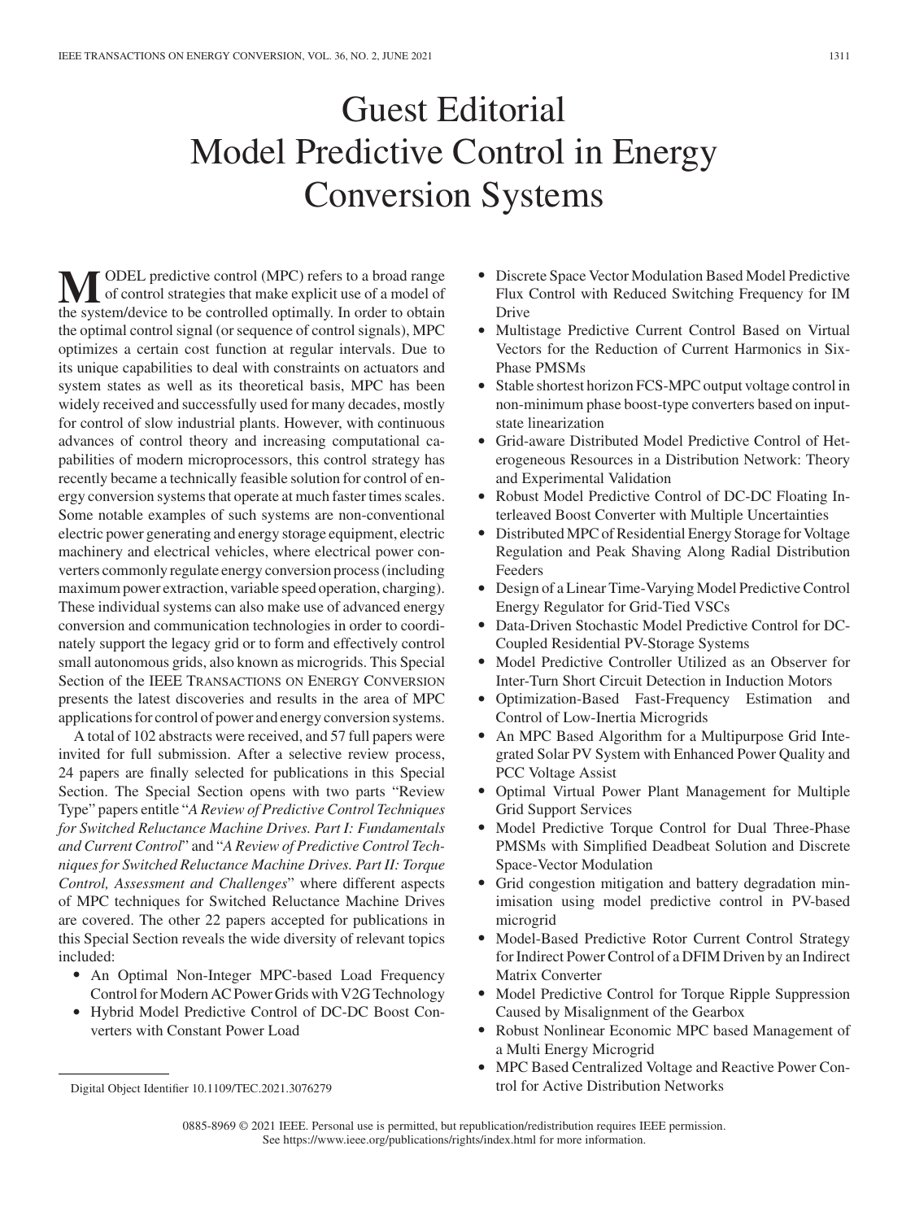# Guest Editorial
# Model Predictive Control in Energy Conversion Systems

**M**ODEL predictive control (MPC) refers to a broad range of control strategies that make explicit use of a model of the system/device to be controlled optimally. In order to obtain the optimal control signal (or sequence of control signals), MPC optimizes a certain cost function at regular intervals. Due to its unique capabilities to deal with constraints on actuators and system states as well as its theoretical basis, MPC has been widely received and successfully used for many decades, mostly for control of slow industrial plants. However, with continuous advances of control theory and increasing computational capabilities of modern microprocessors, this control strategy has recently became a technically feasible solution for control of energy conversion systems that operate at much faster times scales. Some notable examples of such systems are non-conventional electric power generating and energy storage equipment, electric machinery and electrical vehicles, where electrical power converters commonly regulate energy conversion process (including maximum power extraction, variable speed operation, charging). These individual systems can also make use of advanced energy conversion and communication technologies in order to coordinately support the legacy grid or to form and effectively control small autonomous grids, also known as microgrids. This Special Section of the IEEE TRANSACTIONS ON ENERGY CONVERSION presents the latest discoveries and results in the area of MPC applications for control of power and energy conversion systems.

A total of 102 abstracts were received, and 57 full papers were invited for full submission. After a selective review process, 24 papers are finally selected for publications in this Special Section. The Special Section opens with two parts "Review Type" papers entitle "*A Review of Predictive Control Techniques for Switched Reluctance Machine Drives. Part I: Fundamentals and Current Control*" and "*A Review of Predictive Control Techniques for Switched Reluctance Machine Drives. Part II: Torque Control, Assessment and Challenges*" where different aspects of MPC techniques for Switched Reluctance Machine Drives are covered. The other 22 papers accepted for publications in this Special Section reveals the wide diversity of relevant topics included:

- An Optimal Non-Integer MPC-based Load Frequency Control for Modern AC Power Grids with V2G Technology
- Hybrid Model Predictive Control of DC-DC Boost Converters with Constant Power Load
- Discrete Space Vector Modulation Based Model Predictive Flux Control with Reduced Switching Frequency for IM Drive
- Multistage Predictive Current Control Based on Virtual Vectors for the Reduction of Current Harmonics in Six-Phase PMSMs
- Stable shortest horizon FCS-MPC output voltage control in non-minimum phase boost-type converters based on input-state linearization
- Grid-aware Distributed Model Predictive Control of Heterogeneous Resources in a Distribution Network: Theory and Experimental Validation
- Robust Model Predictive Control of DC-DC Floating Interleaved Boost Converter with Multiple Uncertainties
- Distributed MPC of Residential Energy Storage for Voltage Regulation and Peak Shaving Along Radial Distribution Feeders
- Design of a Linear Time-Varying Model Predictive Control Energy Regulator for Grid-Tied VSCs
- Data-Driven Stochastic Model Predictive Control for DC-Coupled Residential PV-Storage Systems
- Model Predictive Controller Utilized as an Observer for Inter-Turn Short Circuit Detection in Induction Motors
- Optimization-Based Fast-Frequency Estimation and Control of Low-Inertia Microgrids
- An MPC Based Algorithm for a Multipurpose Grid Integrated Solar PV System with Enhanced Power Quality and PCC Voltage Assist
- Optimal Virtual Power Plant Management for Multiple Grid Support Services
- Model Predictive Torque Control for Dual Three-Phase PMSMs with Simplified Deadbeat Solution and Discrete Space-Vector Modulation
- Grid congestion mitigation and battery degradation minimisation using model predictive control in PV-based microgrid
- Model-Based Predictive Rotor Current Control Strategy for Indirect Power Control of a DFIM Driven by an Indirect Matrix Converter
- Model Predictive Control for Torque Ripple Suppression Caused by Misalignment of the Gearbox
- Robust Nonlinear Economic MPC based Management of a Multi Energy Microgrid
- MPC Based Centralized Voltage and Reactive Power Control for Active Distribution Networks

Digital Object Identifier 10.1109/TEC.2021.3076279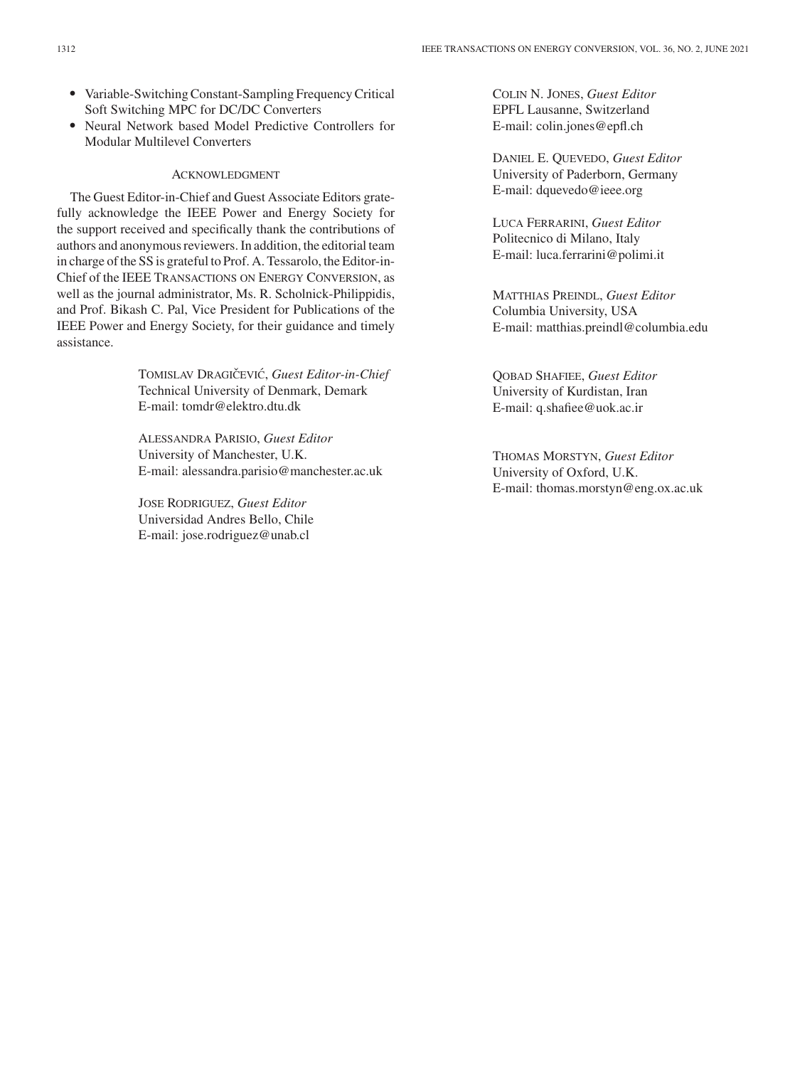- Variable-Switching Constant-Sampling Frequency Critical Soft Switching MPC for DC/DC Converters
- Neural Network based Model Predictive Controllers for Modular Multilevel Converters

## Acknowledgment

The Guest Editor-in-Chief and Guest Associate Editors gratefully acknowledge the IEEE Power and Energy Society for the support received and specifically thank the contributions of authors and anonymous reviewers. In addition, the editorial team in charge of the SS is grateful to Prof. A. Tessarolo, the Editor-in-Chief of the IEEE Transactions on Energy Conversion, as well as the journal administrator, Ms. R. Scholnick-Philippidis, and Prof. Bikash C. Pal, Vice President for Publications of the IEEE Power and Energy Society, for their guidance and timely assistance.

Tomislav Dragičević, *Guest Editor-in-Chief*
Technical University of Denmark, Demark
E-mail: tomdr@elektro.dtu.dk

Alessandra Parisio, *Guest Editor*
University of Manchester, U.K.
E-mail: alessandra.parisio@manchester.ac.uk

Jose Rodriguez, *Guest Editor*
Universidad Andres Bello, Chile
E-mail: jose.rodriguez@unab.cl

Colin N. Jones, *Guest Editor*
EPFL Lausanne, Switzerland
E-mail: colin.jones@epfl.ch

Daniel E. Quevedo, *Guest Editor*
University of Paderborn, Germany
E-mail: dquevedo@ieee.org

Luca Ferrarini, *Guest Editor*
Politecnico di Milano, Italy
E-mail: luca.ferrarini@polimi.it

Matthias Preindl, *Guest Editor*
Columbia University, USA
E-mail: matthias.preindl@columbia.edu

Qobad Shafiee, *Guest Editor*
University of Kurdistan, Iran
E-mail: q.shafiee@uok.ac.ir

Thomas Morstyn, *Guest Editor*
University of Oxford, U.K.
E-mail: thomas.morstyn@eng.ox.ac.uk